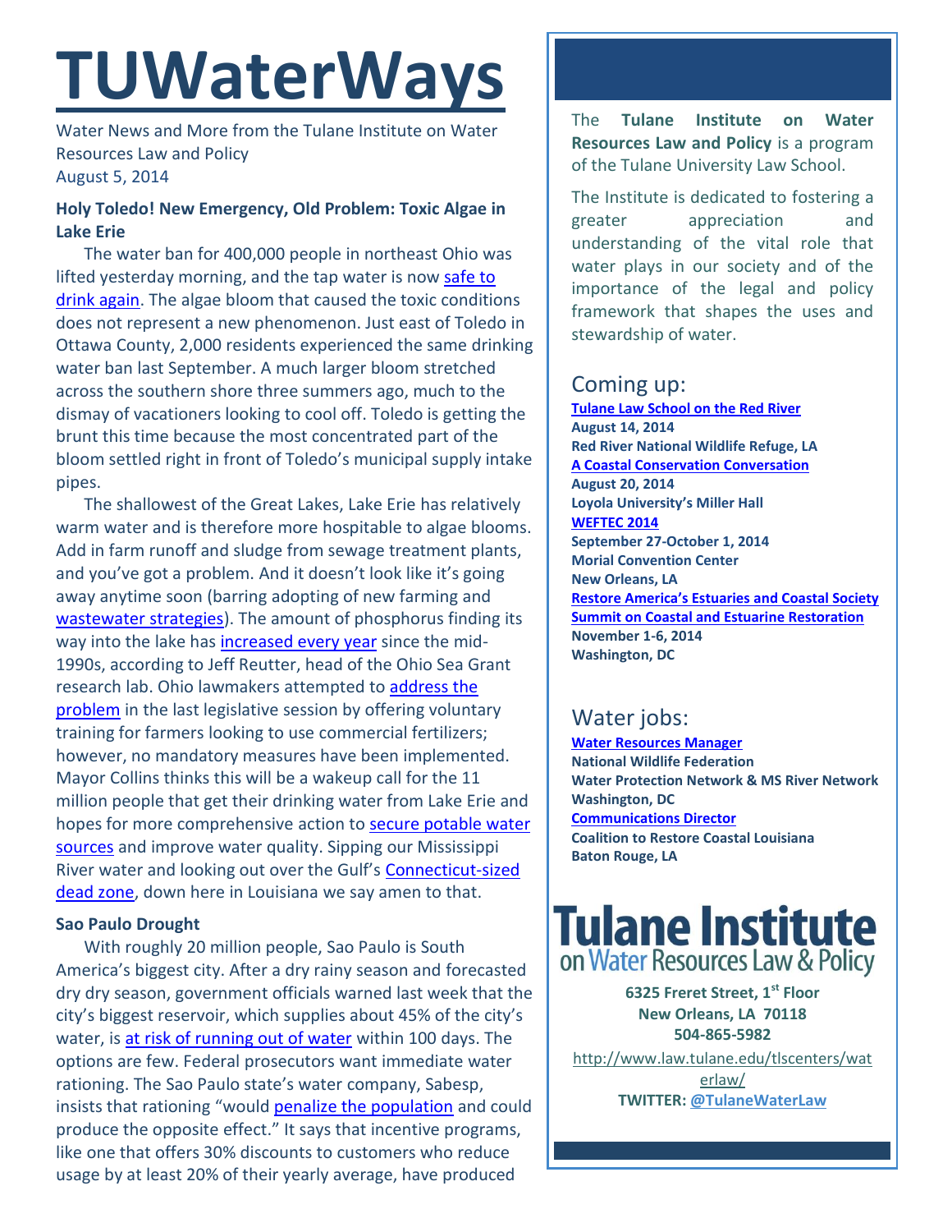# TUWaterWays

Water News and More from the Tulane Institute on Water Resources Law and Policy
August 5, 2014

**Holy Toledo! New Emergency, Old Problem: Toxic Algae in Lake Erie**

The water ban for 400,000 people in northeast Ohio was lifted yesterday morning, and the tap water is now safe to drink again. The algae bloom that caused the toxic conditions does not represent a new phenomenon. Just east of Toledo in Ottawa County, 2,000 residents experienced the same drinking water ban last September. A much larger bloom stretched across the southern shore three summers ago, much to the dismay of vacationers looking to cool off. Toledo is getting the brunt this time because the most concentrated part of the bloom settled right in front of Toledo's municipal supply intake pipes.

The shallowest of the Great Lakes, Lake Erie has relatively warm water and is therefore more hospitable to algae blooms. Add in farm runoff and sludge from sewage treatment plants, and you've got a problem. And it doesn't look like it's going away anytime soon (barring adopting of new farming and wastewater strategies). The amount of phosphorus finding its way into the lake has increased every year since the mid-1990s, according to Jeff Reutter, head of the Ohio Sea Grant research lab. Ohio lawmakers attempted to address the problem in the last legislative session by offering voluntary training for farmers looking to use commercial fertilizers; however, no mandatory measures have been implemented. Mayor Collins thinks this will be a wakeup call for the 11 million people that get their drinking water from Lake Erie and hopes for more comprehensive action to secure potable water sources and improve water quality. Sipping our Mississippi River water and looking out over the Gulf's Connecticut-sized dead zone, down here in Louisiana we say amen to that.

**Sao Paulo Drought**

With roughly 20 million people, Sao Paulo is South America's biggest city. After a dry rainy season and forecasted dry dry season, government officials warned last week that the city's biggest reservoir, which supplies about 45% of the city's water, is at risk of running out of water within 100 days. The options are few. Federal prosecutors want immediate water rationing. The Sao Paulo state's water company, Sabesp, insists that rationing "would penalize the population and could produce the opposite effect." It says that incentive programs, like one that offers 30% discounts to customers who reduce usage by at least 20% of their yearly average, have produced

The **Tulane Institute on Water Resources Law and Policy** is a program of the Tulane University Law School.

The Institute is dedicated to fostering a greater appreciation and understanding of the vital role that water plays in our society and of the importance of the legal and policy framework that shapes the uses and stewardship of water.

## Coming up:

**Tulane Law School on the Red River**
**August 14, 2014**
**Red River National Wildlife Refuge, LA**

**A Coastal Conservation Conversation**
**August 20, 2014**
**Loyola University's Miller Hall**

**WEFTEC 2014**
**September 27-October 1, 2014**
**Morial Convention Center**
**New Orleans, LA**

**Restore America's Estuaries and Coastal Society Summit on Coastal and Estuarine Restoration**
**November 1-6, 2014**
**Washington, DC**

## Water jobs:

**Water Resources Manager**
**National Wildlife Federation**
**Water Protection Network & MS River Network**
**Washington, DC**

**Communications Director**
**Coalition to Restore Coastal Louisiana**
**Baton Rouge, LA**

**Tulane Institute on Water Resources Law & Policy**

**6325 Freret Street, 1st Floor**
**New Orleans, LA 70118**
**504-865-5982**

http://www.law.tulane.edu/tlscenters/waterlaw/

**TWITTER: @TulaneWaterLaw**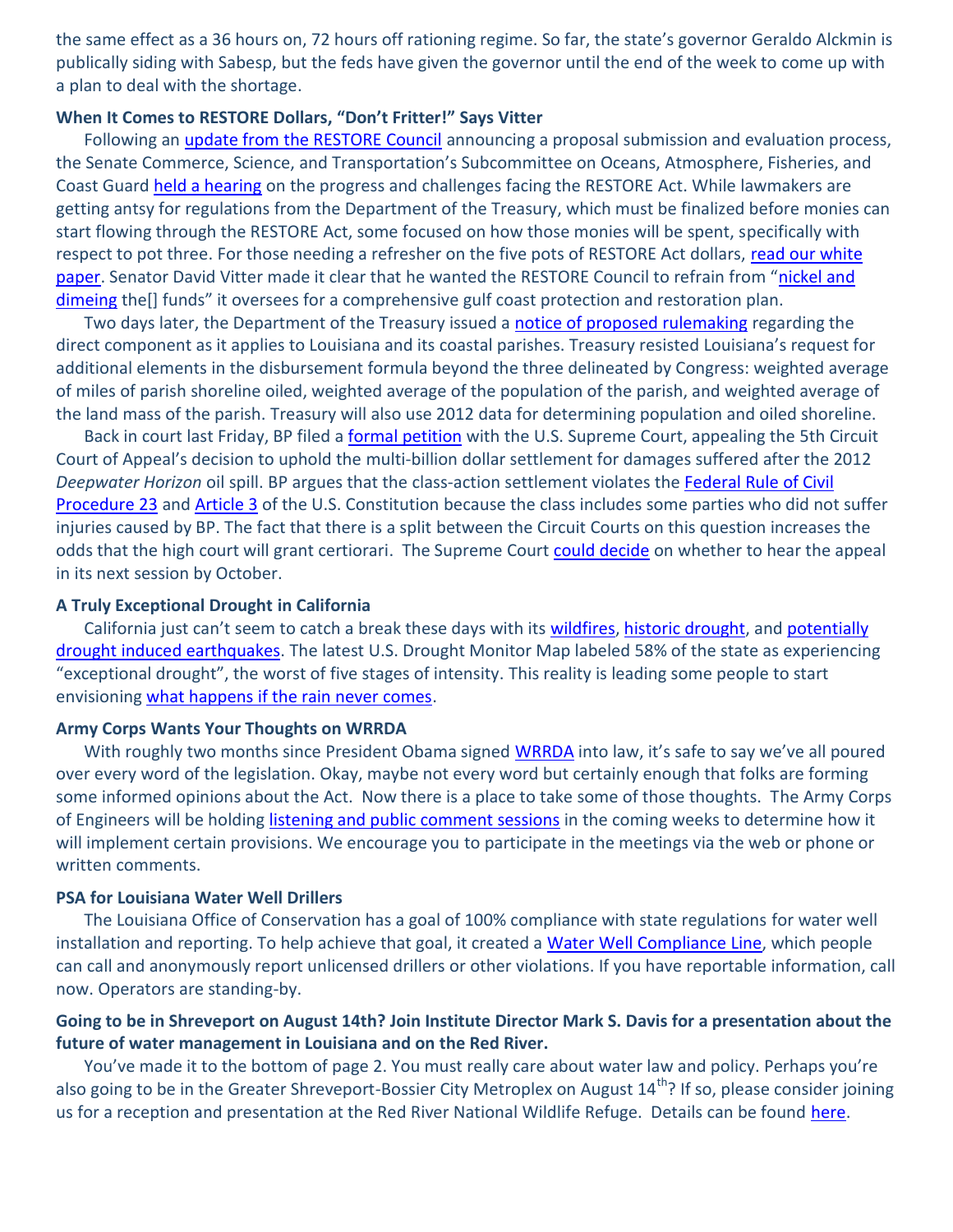the same effect as a 36 hours on, 72 hours off rationing regime. So far, the state's governor Geraldo Alckmin is publically siding with Sabesp, but the feds have given the governor until the end of the week to come up with a plan to deal with the shortage.

**When It Comes to RESTORE Dollars, "Don't Fritter!" Says Vitter**

Following an update from the RESTORE Council announcing a proposal submission and evaluation process, the Senate Commerce, Science, and Transportation's Subcommittee on Oceans, Atmosphere, Fisheries, and Coast Guard held a hearing on the progress and challenges facing the RESTORE Act. While lawmakers are getting antsy for regulations from the Department of the Treasury, which must be finalized before monies can start flowing through the RESTORE Act, some focused on how those monies will be spent, specifically with respect to pot three. For those needing a refresher on the five pots of RESTORE Act dollars, read our white paper. Senator David Vitter made it clear that he wanted the RESTORE Council to refrain from "nickel and dimeing the[] funds" it oversees for a comprehensive gulf coast protection and restoration plan.

Two days later, the Department of the Treasury issued a notice of proposed rulemaking regarding the direct component as it applies to Louisiana and its coastal parishes. Treasury resisted Louisiana's request for additional elements in the disbursement formula beyond the three delineated by Congress: weighted average of miles of parish shoreline oiled, weighted average of the population of the parish, and weighted average of the land mass of the parish. Treasury will also use 2012 data for determining population and oiled shoreline.

Back in court last Friday, BP filed a formal petition with the U.S. Supreme Court, appealing the 5th Circuit Court of Appeal's decision to uphold the multi-billion dollar settlement for damages suffered after the 2012 *Deepwater Horizon* oil spill. BP argues that the class-action settlement violates the Federal Rule of Civil Procedure 23 and Article 3 of the U.S. Constitution because the class includes some parties who did not suffer injuries caused by BP. The fact that there is a split between the Circuit Courts on this question increases the odds that the high court will grant certiorari. The Supreme Court could decide on whether to hear the appeal in its next session by October.

**A Truly Exceptional Drought in California**

California just can't seem to catch a break these days with its wildfires, historic drought, and potentially drought induced earthquakes. The latest U.S. Drought Monitor Map labeled 58% of the state as experiencing "exceptional drought", the worst of five stages of intensity. This reality is leading some people to start envisioning what happens if the rain never comes.

**Army Corps Wants Your Thoughts on WRRDA**

With roughly two months since President Obama signed WRRDA into law, it's safe to say we've all poured over every word of the legislation. Okay, maybe not every word but certainly enough that folks are forming some informed opinions about the Act. Now there is a place to take some of those thoughts. The Army Corps of Engineers will be holding listening and public comment sessions in the coming weeks to determine how it will implement certain provisions. We encourage you to participate in the meetings via the web or phone or written comments.

**PSA for Louisiana Water Well Drillers**

The Louisiana Office of Conservation has a goal of 100% compliance with state regulations for water well installation and reporting. To help achieve that goal, it created a Water Well Compliance Line, which people can call and anonymously report unlicensed drillers or other violations. If you have reportable information, call now. Operators are standing-by.

**Going to be in Shreveport on August 14th? Join Institute Director Mark S. Davis for a presentation about the future of water management in Louisiana and on the Red River.**

You've made it to the bottom of page 2. You must really care about water law and policy. Perhaps you're also going to be in the Greater Shreveport-Bossier City Metroplex on August 14th? If so, please consider joining us for a reception and presentation at the Red River National Wildlife Refuge. Details can be found here.